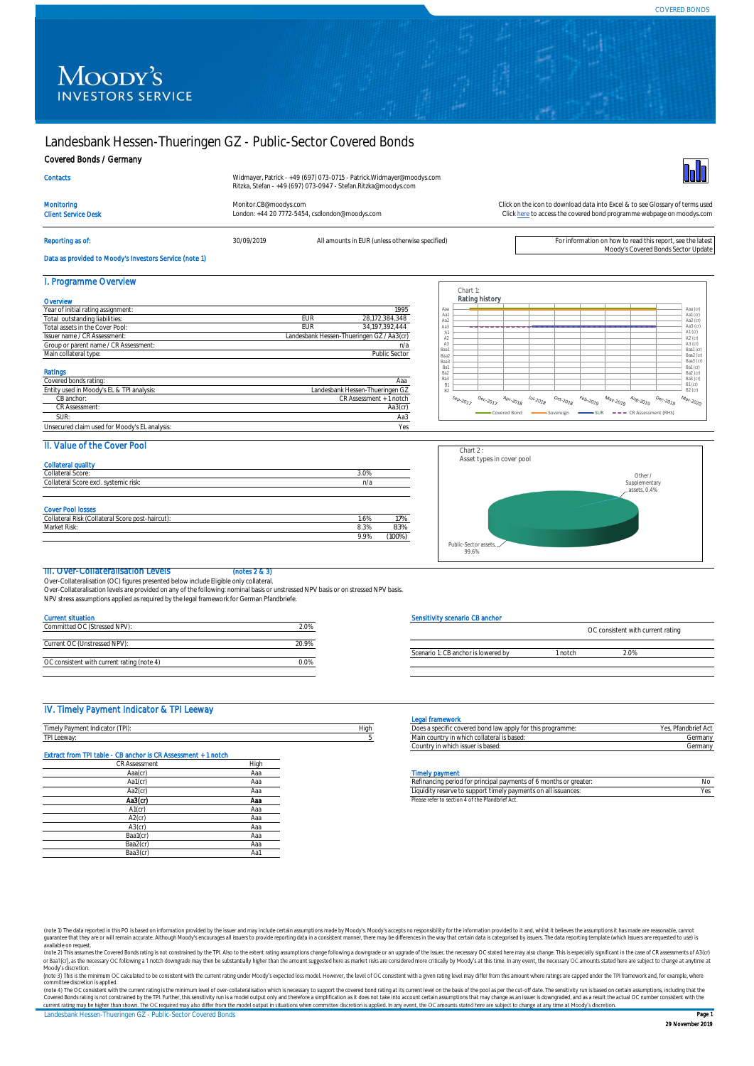# Landesbank Hessen-Thueringen GZ - Public-Sector Covered Bonds

## Covered Bonds / Germany

| | |
|---|---|
| Contacts | Widmayer, Patrick - +49 (697) 073-0715 - Patrick.Widmayer@moodys.com<br>Ritzka, Stefan - +49 (697) 073-0947 - Stefan.Ritzka@moodys.com |
| Monitoring<br>Client Service Desk | Monitor.CB@moodys.com<br>London: +44 20 7772-5454, csdlondon@moodys.com |

Click on the icon to download data into Excel & to see Glossary of terms used
Click here to access the covered bond programme webpage on moodys.com

Reporting as of: 30/09/2019 — All amounts in EUR (unless otherwise specified)

For information on how to read this report, see the latest Moody's Covered Bonds Sector Update

Data as provided to Moody's Investors Service (note 1)

## I. Programme Overview

### Overview

| | | |
|---|---|---|
| Year of initial rating assignment: | | 1995 |
| Total outstanding liabilities: | EUR | 28,172,384,348 |
| Total assets in the Cover Pool: | EUR | 34,197,392,444 |
| Issuer name / CR Assessment: | | Landesbank Hessen-Thueringen GZ / Aa3(cr) |
| Group or parent name / CR Assessment: | | n/a |
| Main collateral type: | | Public Sector |

### Ratings

| | |
|---|---|
| Covered bonds rating: | Aaa |
| Entity used in Moody's EL & TPI analysis: | Landesbank Hessen-Thueringen GZ |
| CB anchor: | CR Assessment + 1 notch |
| CR Assessment: | Aa3(cr) |
| SUR: | Aa3 |
| Unsecured claim used for Moody's EL analysis: | Yes |

Chart 1:
Rating history

## II. Value of the Cover Pool

### Collateral quality

| | |
|---|---|
| Collateral Score: | 3.0% |
| Collateral Score excl. systemic risk: | n/a |

### Cover Pool losses

| | | |
|---|---|---|
| Collateral Risk (Collateral Score post-haircut): | 1.6% | 17% |
| Market Risk: | 8.3% | 83% |
| | 9.9% | (100%) |

Chart 2 :
Asset types in cover pool

Public-Sector assets, 99.6%; Other / Supplementary assets, 0.4%

## III. Over-Collateralisation Levels (notes 2 & 3)

Over-Collateralisation (OC) figures presented below include Eligible only collateral.
Over-Collateralisation levels are provided on any of the following: nominal basis or unstressed NPV basis or on stressed NPV basis.
NPV stress assumptions applied as required by the legal framework for German Pfandbriefe.

### Current situation

| | |
|---|---|
| Committed OC (Stressed NPV): | 2.0% |
| Current OC (Unstressed NPV): | 20.9% |
| OC consistent with current rating (note 4) | 0.0% |

### Sensitivity scenario CB anchor

| | | OC consistent with current rating |
|---|---|---|
| Scenario 1: CB anchor is lowered by | 1 notch | 2.0% |

## IV. Timely Payment Indicator & TPI Leeway

| | |
|---|---|
| Timely Payment Indicator (TPI): | High |
| TPI Leeway: | 5 |

### Extract from TPI table - CB anchor is CR Assessment + 1 notch

| CR Assessment | High |
|---|---|
| Aaa(cr) | Aaa |
| Aa1(cr) | Aaa |
| Aa2(cr) | Aaa |
| **Aa3(cr)** | **Aaa** |
| A1(cr) | Aaa |
| A2(cr) | Aaa |
| A3(cr) | Aaa |
| Baa1(cr) | Aaa |
| Baa2(cr) | Aaa |
| Baa3(cr) | Aa1 |

### Legal framework

| | |
|---|---|
| Does a specific covered bond law apply for this programme: | Yes, Pfandbrief Act |
| Main country in which collateral is based: | Germany |
| Country in which issuer is based: | Germany |

### Timely payment

| | |
|---|---|
| Refinancing period for principal payments of 6 months or greater: | No |
| Liquidity reserve to support timely payments on all issuances: | Yes |

Please refer to section 4 of the Pfandbrief Act.

(note 1) The data reported in this PO is based on information provided by the issuer and may include certain assumptions made by Moody's. Moody's accepts no responsibility for the information provided to it and, whilst it believes the assumptions it has made are reasonable, cannot guarantee that they are or will remain accurate. Although Moody's encourages all issuers to provide reporting data in a consistent manner, there may be differences in the way that certain data is categorised by issuers. The data reporting template (which issuers are requested to use) is available on request.
(note 2) This assumes the Covered Bonds rating is not constrained by the TPI. Also to the extent rating assumptions change following a downgrade or an upgrade of the Issuer, the necessary OC stated here may also change. This is especially significant in the case of CR assessments of A3(cr) or Baa1(cr), as the necessary OC following a 1 notch downgrade may then be substantially higher than the amount suggested here as market risks are considered more critically by Moody's at this time. In any event, the necessary OC amounts stated here are subject to change at anytime at Moody's discretion.
(note 3) This is the minimum OC calculated to be consistent with the current rating under Moody's expected loss model. However, the level of OC consistent with a given rating level may differ from this amount where ratings are capped under the TPI framework and, for example, where committee discretion is applied.
(note 4) The OC consistent with the current rating is the minimum level of over-collateralisation which is necessary to support the covered bond rating at its current level on the basis of the pool as per the cut-off date. The sensitivity run is based on certain assumptions, including that the Covered Bonds rating is not constrained by the TPI. Further, this sensitivity run is a model output only and therefore a simplification as it does not take into account certain assumptions that may change as an issuer is downgraded, and as a result the actual OC number consistent with the current rating may be higher than shown. The OC required may also differ from the model output in situations when committee discretion is applied. In any event, the OC amounts stated here are subject to change at any time at Moody's discretion.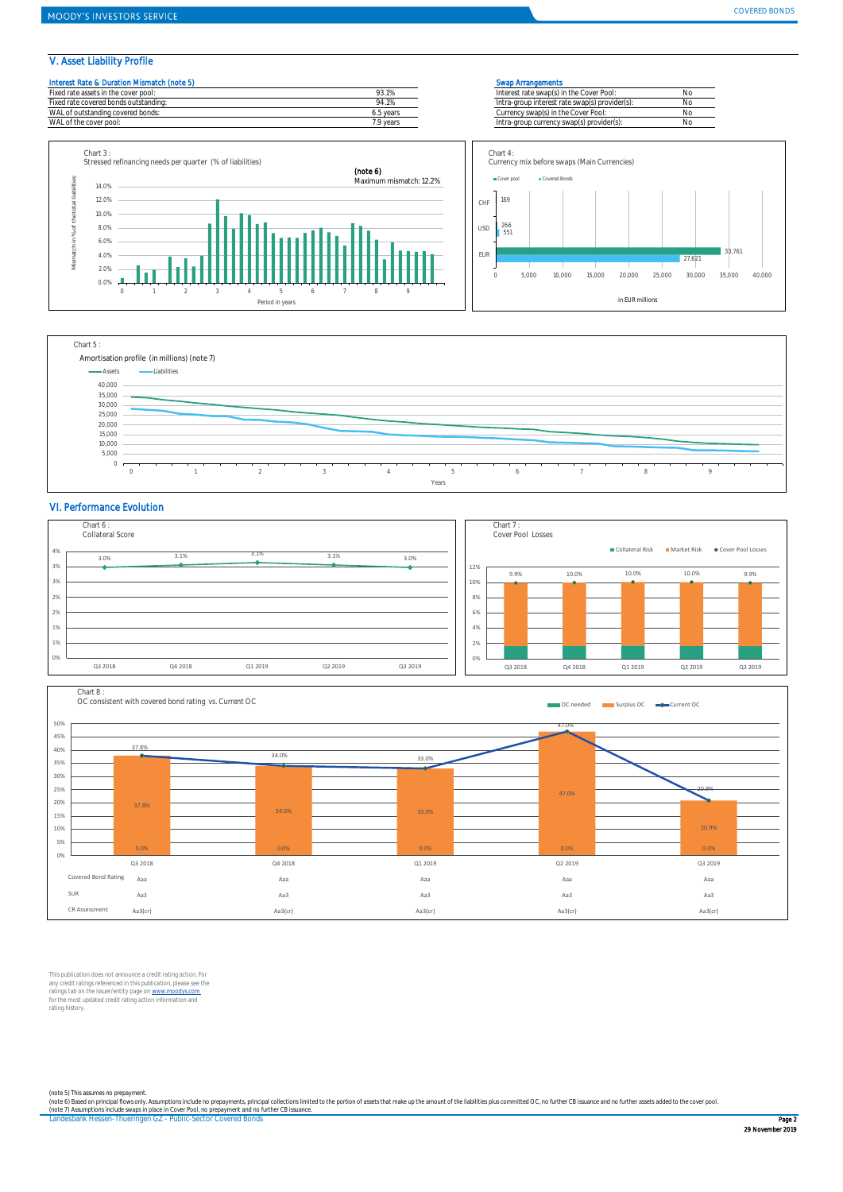## V. Asset Liability Profile

**Interest Rate & Duration Mismatch (note 5)**

| | |
|---|---|
| Fixed rate assets in the cover pool: | 93.1% |
| Fixed rate covered bonds outstanding: | 94.1% |
| WAL of outstanding covered bonds: | 6.5 years |
| WAL of the cover pool: | 7.9 years |

**Swap Arrangements**

| | |
|---|---|
| Interest rate swap(s) in the Cover Pool: | No |
| Intra-group interest rate swap(s) provider(s): | No |
| Currency swap(s) in the Cover Pool: | No |
| Intra-group currency swap(s) provider(s): | No |

Chart 3 :
Stressed refinancing needs per quarter (% of liabilities)

(note 6)
Maximum mismatch: 12.2%

Chart 4:
Currency mix before swaps (Main Currencies)

| | Cover pool | Covered Bonds |
|---|---|---|
| CHF | 169 | |
| USD | 266 | 551 |
| EUR | 33,761 | 27,621 |

in EUR millions

Chart 5 :
Amortisation profile (in millions) (note 7)

## VI. Performance Evolution

Chart 6 :
Collateral Score

| Q3 2018 | Q4 2018 | Q1 2019 | Q2 2019 | Q3 2019 |
|---|---|---|---|---|
| 3.0% | 3.1% | 3.1% | 3.1% | 3.0% |

Chart 7 :
Cover Pool Losses

| Q3 2018 | Q4 2018 | Q1 2019 | Q2 2019 | Q3 2019 |
|---|---|---|---|---|
| 9.9% | 10.0% | 10.0% | 10.0% | 9.9% |

Chart 8 :
OC consistent with covered bond rating vs. Current OC

| | Q3 2018 | Q4 2018 | Q1 2019 | Q2 2019 | Q3 2019 |
|---|---|---|---|---|---|
| Current OC | 37.8% | 34.0% | 33.0% | 47.0% | 20.9% |
| Surplus OC | 37.8% | 34.0% | 33.0% | 47.0% | 20.9% |
| OC needed | 0.0% | 0.0% | 0.0% | 0.0% | 0.0% |
| Covered Bond Rating | Aaa | Aaa | Aaa | Aaa | Aaa |
| SUR | Aa3 | Aa3 | Aa3 | Aa3 | Aa3 |
| CR Assessment | Aa3(cr) | Aa3(cr) | Aa3(cr) | Aa3(cr) | Aa3(cr) |

This publication does not announce a credit rating action. For any credit ratings referenced in this publication, please see the ratings tab on the issuer/entity page on www.moodys.com for the most updated credit rating action information and rating history.

(note 5) This assumes no prepayment.
(note 6) Based on principal flows only. Assumptions include no prepayments, principal collections limited to the portion of assets that make up the amount of the liabilities plus committed OC, no further CB issuance and no further assets added to the cover pool.
(note 7) Assumptions include swaps in place in Cover Pool, no prepayment and no further CB issuance.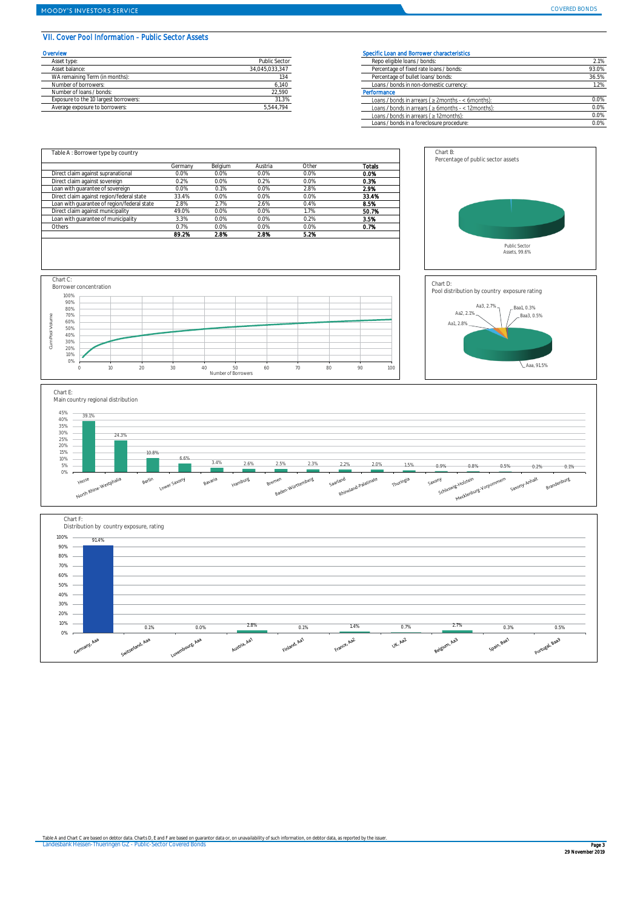## VII. Cover Pool Information - Public Sector Assets

### Overview

| | |
|---|---|
| Asset type: | Public Sector |
| Asset balance: | 34,045,033,347 |
| WA remaining Term (in months): | 134 |
| Number of borrowers: | 6,140 |
| Number of loans / bonds: | 22,590 |
| Exposure to the 10 largest borrowers: | 31.3% |
| Average exposure to borrowers: | 5,544,794 |

### Specific Loan and Borrower characteristics

| | |
|---|---|
| Repo eligible loans / bonds: | 2.1% |
| Percentage of fixed rate loans / bonds: | 93.0% |
| Percentage of bullet loans/ bonds: | 36.5% |
| Loans / bonds in non-domestic currency: | 1.2% |

### Performance

| | |
|---|---|
| Loans / bonds in arrears ( ≥ 2months - < 6months): | 0.0% |
| Loans / bonds in arrears ( ≥ 6months - < 12months): | 0.0% |
| Loans / bonds in arrears ( ≥ 12months): | 0.0% |
| Loans / bonds in a foreclosure procedure: | 0.0% |

Table A : Borrower type by country

| | Germany | Belgium | Austria | Other | Totals |
|---|---|---|---|---|---|
| Direct claim against supranational | 0.0% | 0.0% | 0.0% | 0.0% | **0.0%** |
| Direct claim against sovereign | 0.2% | 0.0% | 0.2% | 0.0% | **0.3%** |
| Loan with guarantee of sovereign | 0.0% | 0.1% | 0.0% | 2.8% | **2.9%** |
| Direct claim against region/federal state | 33.4% | 0.0% | 0.0% | 0.0% | **33.4%** |
| Loan with guarantee of region/federal state | 2.8% | 2.7% | 2.6% | 0.4% | **8.5%** |
| Direct claim against municipality | 49.0% | 0.0% | 0.0% | 1.7% | **50.7%** |
| Loan with guarantee of municipality | 3.3% | 0.0% | 0.0% | 0.2% | **3.5%** |
| Others | 0.7% | 0.0% | 0.0% | 0.0% | **0.7%** |
| | **89.2%** | **2.8%** | **2.8%** | **5.2%** | |

Chart B:
Percentage of public sector assets

Public Sector Assets, 99.6%

Chart C:
Borrower concentration

Chart D:
Pool distribution by country exposure rating

| Rating | Share |
|---|---|
| Aaa | 91.5% |
| Aa1 | 2.8% |
| Aa2 | 2.1% |
| Aa3 | 2.7% |
| Baa1 | 0.3% |
| Baa3 | 0.5% |

Chart E:
Main country regional distribution

| Region | Share |
|---|---|
| Hesse | 39.1% |
| North Rhine-Westphalia | 24.3% |
| Berlin | 10.8% |
| Lower Saxony | 6.6% |
| Bavaria | 3.4% |
| Hamburg | 2.6% |
| Bremen | 2.5% |
| Baden-Wurttemberg | 2.3% |
| Saarland | 2.2% |
| Rhineland-Palatinate | 2.0% |
| Thuringia | 1.5% |
| Saxony | 0.9% |
| Schleswig-Holstein | 0.8% |
| Mecklenburg-Vorpommern | 0.5% |
| Saxony-Anhalt | 0.2% |
| Brandenburg | 0.1% |

Chart F:
Distribution by country exposure, rating

| Country, Rating | Share |
|---|---|
| Germany, Aaa | 91.4% |
| Switzerland, Aaa | 0.1% |
| Luxembourg, Aaa | 0.0% |
| Austria, Aa1 | 2.8% |
| Finland, Aa1 | 0.1% |
| France, Aa2 | 1.4% |
| UK, Aa2 | 0.7% |
| Belgium, Aa3 | 2.7% |
| Spain, Baa1 | 0.3% |
| Portugal, Baa3 | 0.5% |

Table A and Chart C are based on debtor data. Charts D, E and F are based on guarantor data or, on unavailability of such information, on debtor data, as reported by the issuer.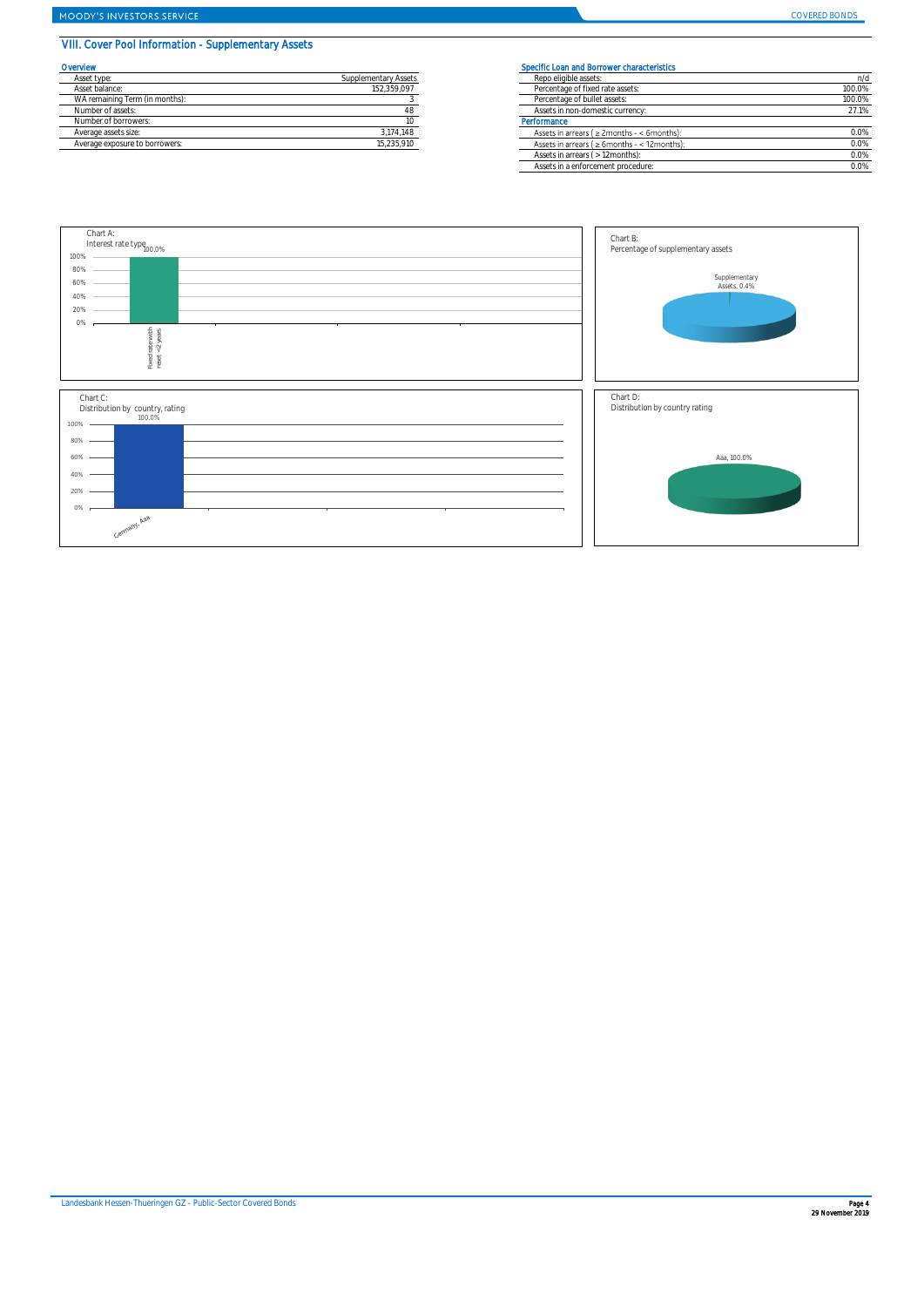## VIII. Cover Pool Information - Supplementary Assets

### Overview

| | |
|---|---|
| Asset type: | Supplementary Assets |
| Asset balance: | 152,359,097 |
| WA remaining Term (in months): | 3 |
| Number of assets: | 48 |
| Number of borrowers: | 10 |
| Average assets size: | 3,174,148 |
| Average exposure to borrowers: | 15,235,910 |

### Specific Loan and Borrower characteristics

| | |
|---|---|
| Repo eligible assets: | n/d |
| Percentage of fixed rate assets: | 100.0% |
| Percentage of bullet assets: | 100.0% |
| Assets in non-domestic currency: | 27.1% |
| **Performance** | |
| Assets in arrears ( ≥ 2months - < 6months): | 0.0% |
| Assets in arrears ( ≥ 6months - < 12months): | 0.0% |
| Assets in arrears ( > 12months): | 0.0% |
| Assets in a enforcement procedure: | 0.0% |

Chart A:
Interest rate type

| Fixed rate with reset <2 years |
|---|
| 100.0% |

Chart B:
Percentage of supplementary assets

Supplementary Assets, 0.4%

Chart C:
Distribution by country, rating

| Germany, Aaa |
|---|
| 100.0% |

Chart D:
Distribution by country rating

Aaa, 100.0%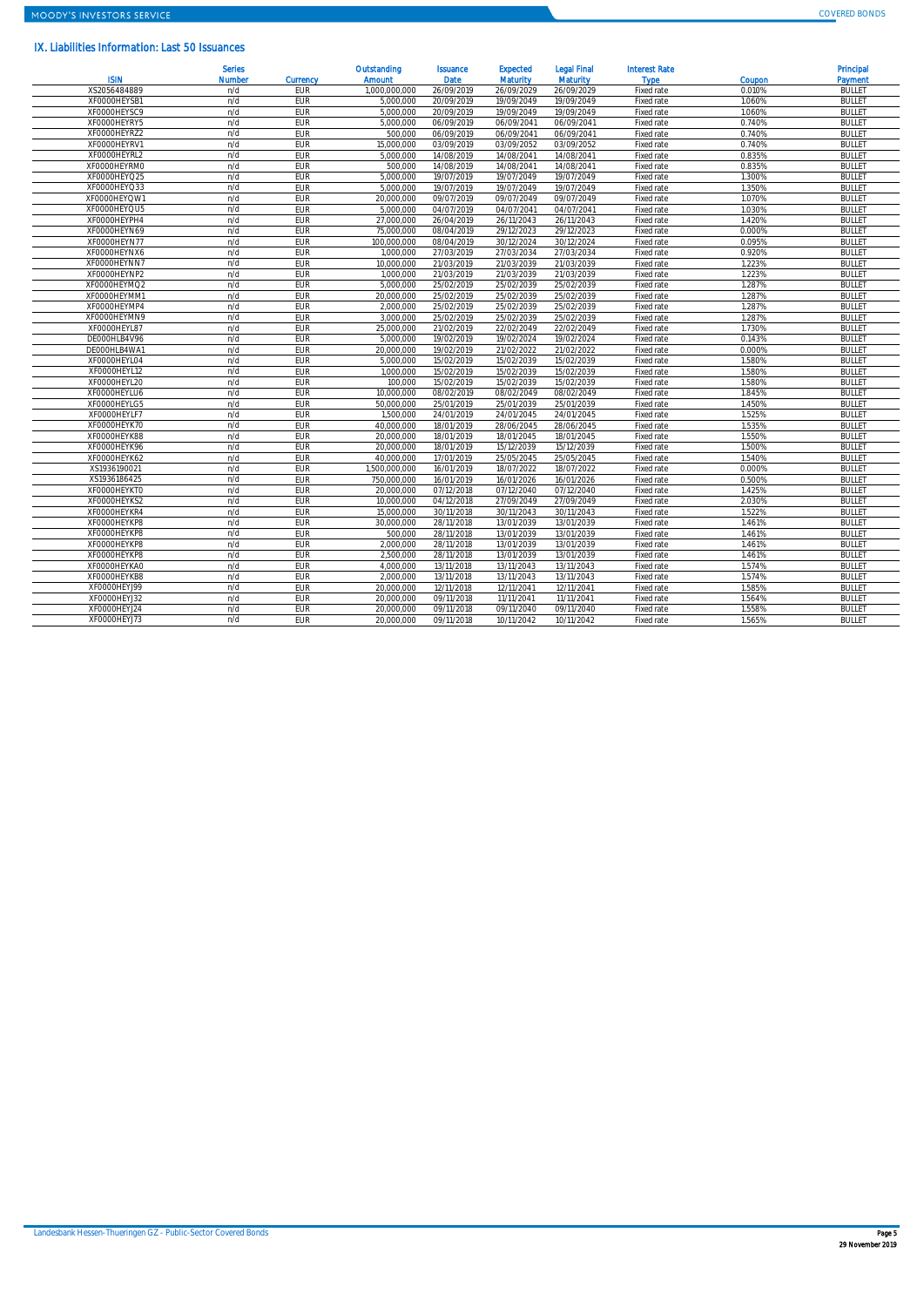## IX. Liabilities Information: Last 50 Issuances

| ISIN | Series Number | Currency | Outstanding Amount | Issuance Date | Expected Maturity | Legal Final Maturity | Interest Rate Type | Coupon | Principal Payment |
|---|---|---|---|---|---|---|---|---|---|
| XS2056484889 | n/d | EUR | 1,000,000,000 | 26/09/2019 | 26/09/2029 | 26/09/2029 | Fixed rate | 0.010% | BULLET |
| XF0000HEYSB1 | n/d | EUR | 5,000,000 | 20/09/2019 | 19/09/2049 | 19/09/2049 | Fixed rate | 1.060% | BULLET |
| XF0000HEYSC9 | n/d | EUR | 5,000,000 | 20/09/2019 | 19/09/2049 | 19/09/2049 | Fixed rate | 1.060% | BULLET |
| XF0000HEYRY5 | n/d | EUR | 5,000,000 | 06/09/2019 | 06/09/2041 | 06/09/2041 | Fixed rate | 0.740% | BULLET |
| XF0000HEYRZ2 | n/d | EUR | 500,000 | 06/09/2019 | 06/09/2041 | 06/09/2041 | Fixed rate | 0.740% | BULLET |
| XF0000HEYRV1 | n/d | EUR | 15,000,000 | 03/09/2019 | 03/09/2052 | 03/09/2052 | Fixed rate | 0.740% | BULLET |
| XF0000HEYRL2 | n/d | EUR | 5,000,000 | 14/08/2019 | 14/08/2041 | 14/08/2041 | Fixed rate | 0.835% | BULLET |
| XF0000HEYRM0 | n/d | EUR | 500,000 | 14/08/2019 | 14/08/2041 | 14/08/2041 | Fixed rate | 0.835% | BULLET |
| XF0000HEYQ25 | n/d | EUR | 5,000,000 | 19/07/2019 | 19/07/2049 | 19/07/2049 | Fixed rate | 1.300% | BULLET |
| XF0000HEYQ33 | n/d | EUR | 5,000,000 | 19/07/2019 | 19/07/2049 | 19/07/2049 | Fixed rate | 1.350% | BULLET |
| XF0000HEYQW1 | n/d | EUR | 20,000,000 | 09/07/2019 | 09/07/2049 | 09/07/2049 | Fixed rate | 1.070% | BULLET |
| XF0000HEYQU5 | n/d | EUR | 5,000,000 | 04/07/2019 | 04/07/2041 | 04/07/2041 | Fixed rate | 1.030% | BULLET |
| XF0000HEYPH4 | n/d | EUR | 27,000,000 | 26/04/2019 | 26/11/2043 | 26/11/2043 | Fixed rate | 1.420% | BULLET |
| XF0000HEYN69 | n/d | EUR | 75,000,000 | 08/04/2019 | 29/12/2023 | 29/12/2023 | Fixed rate | 0.000% | BULLET |
| XF0000HEYN77 | n/d | EUR | 100,000,000 | 08/04/2019 | 30/12/2024 | 30/12/2024 | Fixed rate | 0.095% | BULLET |
| XF0000HEYNX6 | n/d | EUR | 1,000,000 | 27/03/2019 | 27/03/2034 | 27/03/2034 | Fixed rate | 0.920% | BULLET |
| XF0000HEYNN7 | n/d | EUR | 10,000,000 | 21/03/2019 | 21/03/2039 | 21/03/2039 | Fixed rate | 1.223% | BULLET |
| XF0000HEYNP2 | n/d | EUR | 1,000,000 | 21/03/2019 | 21/03/2039 | 21/03/2039 | Fixed rate | 1.223% | BULLET |
| XF0000HEYMQ2 | n/d | EUR | 5,000,000 | 25/02/2019 | 25/02/2039 | 25/02/2039 | Fixed rate | 1.287% | BULLET |
| XF0000HEYMM1 | n/d | EUR | 20,000,000 | 25/02/2019 | 25/02/2039 | 25/02/2039 | Fixed rate | 1.287% | BULLET |
| XF0000HEYMP4 | n/d | EUR | 2,000,000 | 25/02/2019 | 25/02/2039 | 25/02/2039 | Fixed rate | 1.287% | BULLET |
| XF0000HEYMN9 | n/d | EUR | 3,000,000 | 25/02/2019 | 25/02/2039 | 25/02/2039 | Fixed rate | 1.287% | BULLET |
| XF0000HEYL87 | n/d | EUR | 25,000,000 | 21/02/2019 | 22/02/2049 | 22/02/2049 | Fixed rate | 1.730% | BULLET |
| DE000HLB4V96 | n/d | EUR | 5,000,000 | 19/02/2019 | 19/02/2024 | 19/02/2024 | Fixed rate | 0.143% | BULLET |
| DE000HLB4WA1 | n/d | EUR | 20,000,000 | 19/02/2019 | 21/02/2022 | 21/02/2022 | Fixed rate | 0.000% | BULLET |
| XF0000HEYL04 | n/d | EUR | 5,000,000 | 15/02/2019 | 15/02/2039 | 15/02/2039 | Fixed rate | 1.580% | BULLET |
| XF0000HEYL12 | n/d | EUR | 1,000,000 | 15/02/2019 | 15/02/2039 | 15/02/2039 | Fixed rate | 1.580% | BULLET |
| XF0000HEYL20 | n/d | EUR | 100,000 | 15/02/2019 | 15/02/2039 | 15/02/2039 | Fixed rate | 1.580% | BULLET |
| XF0000HEYLU6 | n/d | EUR | 10,000,000 | 08/02/2019 | 08/02/2049 | 08/02/2049 | Fixed rate | 1.845% | BULLET |
| XF0000HEYLG5 | n/d | EUR | 50,000,000 | 25/01/2019 | 25/01/2039 | 25/01/2039 | Fixed rate | 1.450% | BULLET |
| XF0000HEYLF7 | n/d | EUR | 1,500,000 | 24/01/2019 | 24/01/2045 | 24/01/2045 | Fixed rate | 1.525% | BULLET |
| XF0000HEYK70 | n/d | EUR | 40,000,000 | 18/01/2019 | 28/06/2045 | 28/06/2045 | Fixed rate | 1.535% | BULLET |
| XF0000HEYK88 | n/d | EUR | 20,000,000 | 18/01/2019 | 18/01/2045 | 18/01/2045 | Fixed rate | 1.550% | BULLET |
| XF0000HEYK96 | n/d | EUR | 20,000,000 | 18/01/2019 | 15/12/2039 | 15/12/2039 | Fixed rate | 1.500% | BULLET |
| XF0000HEYK62 | n/d | EUR | 40,000,000 | 17/01/2019 | 25/05/2045 | 25/05/2045 | Fixed rate | 1.540% | BULLET |
| XS1936190021 | n/d | EUR | 1,500,000,000 | 16/01/2019 | 18/07/2022 | 18/07/2022 | Fixed rate | 0.000% | BULLET |
| XS1936186425 | n/d | EUR | 750,000,000 | 16/01/2019 | 16/01/2026 | 16/01/2026 | Fixed rate | 0.500% | BULLET |
| XF0000HEYKT0 | n/d | EUR | 20,000,000 | 07/12/2018 | 07/12/2040 | 07/12/2040 | Fixed rate | 1.425% | BULLET |
| XF0000HEYKS2 | n/d | EUR | 10,000,000 | 04/12/2018 | 27/09/2049 | 27/09/2049 | Fixed rate | 2.030% | BULLET |
| XF0000HEYKR4 | n/d | EUR | 15,000,000 | 30/11/2018 | 30/11/2043 | 30/11/2043 | Fixed rate | 1.522% | BULLET |
| XF0000HEYKP8 | n/d | EUR | 30,000,000 | 28/11/2018 | 13/01/2039 | 13/01/2039 | Fixed rate | 1.461% | BULLET |
| XF0000HEYKP8 | n/d | EUR | 500,000 | 28/11/2018 | 13/01/2039 | 13/01/2039 | Fixed rate | 1.461% | BULLET |
| XF0000HEYKP8 | n/d | EUR | 2,000,000 | 28/11/2018 | 13/01/2039 | 13/01/2039 | Fixed rate | 1.461% | BULLET |
| XF0000HEYKP8 | n/d | EUR | 2,500,000 | 28/11/2018 | 13/01/2039 | 13/01/2039 | Fixed rate | 1.461% | BULLET |
| XF0000HEYKA0 | n/d | EUR | 4,000,000 | 13/11/2018 | 13/11/2043 | 13/11/2043 | Fixed rate | 1.574% | BULLET |
| XF0000HEYKB8 | n/d | EUR | 2,000,000 | 13/11/2018 | 13/11/2043 | 13/11/2043 | Fixed rate | 1.574% | BULLET |
| XF0000HEYJ99 | n/d | EUR | 20,000,000 | 12/11/2018 | 12/11/2041 | 12/11/2041 | Fixed rate | 1.585% | BULLET |
| XF0000HEYJ32 | n/d | EUR | 20,000,000 | 09/11/2018 | 11/11/2041 | 11/11/2041 | Fixed rate | 1.564% | BULLET |
| XF0000HEYJ24 | n/d | EUR | 20,000,000 | 09/11/2018 | 09/11/2040 | 09/11/2040 | Fixed rate | 1.558% | BULLET |
| XF0000HEYJ73 | n/d | EUR | 20,000,000 | 09/11/2018 | 10/11/2042 | 10/11/2042 | Fixed rate | 1.565% | BULLET |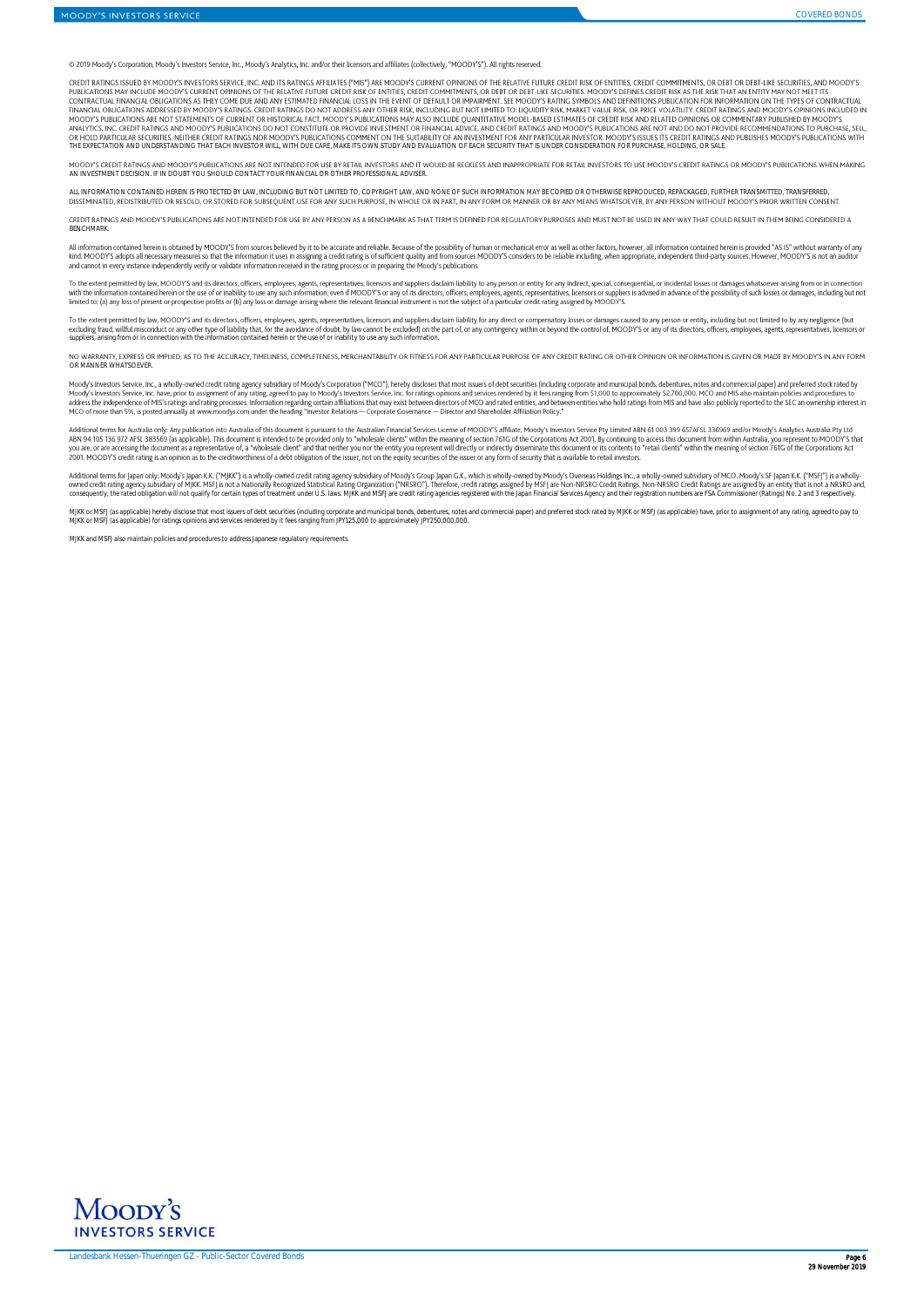© 2019 Moody's Corporation, Moody's Investors Service, Inc., Moody's Analytics, Inc. and/or their licensors and affiliates (collectively, "MOODY'S"). All rights reserved.

CREDIT RATINGS ISSUED BY MOODY'S INVESTORS SERVICE, INC. AND ITS RATINGS AFFILIATES ("MIS") ARE MOODY'S CURRENT OPINIONS OF THE RELATIVE FUTURE CREDIT RISK OF ENTITIES, CREDIT COMMITMENTS, OR DEBT OR DEBT-LIKE SECURITIES, AND MOODY'S PUBLICATIONS MAY INCLUDE MOODY'S CURRENT OPINIONS OF THE RELATIVE FUTURE CREDIT RISK OF ENTITIES, CREDIT COMMITMENTS, OR DEBT OR DEBT-LIKE SECURITIES. MOODY'S DEFINES CREDIT RISK AS THE RISK THAT AN ENTITY MAY NOT MEET ITS CONTRACTUAL FINANCIAL OBLIGATIONS AS THEY COME DUE AND ANY ESTIMATED FINANCIAL LOSS IN THE EVENT OF DEFAULT OR IMPAIRMENT. SEE MOODY'S RATING SYMBOLS AND DEFINITIONS PUBLICATION FOR INFORMATION ON THE TYPES OF CONTRACTUAL FINANCIAL OBLIGATIONS ADDRESSED BY MOODY'S RATINGS. CREDIT RATINGS DO NOT ADDRESS ANY OTHER RISK, INCLUDING BUT NOT LIMITED TO: LIQUIDITY RISK, MARKET VALUE RISK, OR PRICE VOLATILITY. CREDIT RATINGS AND MOODY'S OPINIONS INCLUDED IN MOODY'S PUBLICATIONS ARE NOT STATEMENTS OF CURRENT OR HISTORICAL FACT. MOODY'S PUBLICATIONS MAY ALSO INCLUDE QUANTITATIVE MODEL-BASED ESTIMATES OF CREDIT RISK AND RELATED OPINIONS OR COMMENTARY PUBLISHED BY MOODY'S ANALYTICS, INC. CREDIT RATINGS AND MOODY'S PUBLICATIONS DO NOT CONSTITUTE OR PROVIDE INVESTMENT OR FINANCIAL ADVICE, AND CREDIT RATINGS AND MOODY'S PUBLICATIONS ARE NOT AND DO NOT PROVIDE RECOMMENDATIONS TO PURCHASE, SELL, OR HOLD PARTICULAR SECURITIES. NEITHER CREDIT RATINGS NOR MOODY'S PUBLICATIONS COMMENT ON THE SUITABILITY OF AN INVESTMENT FOR ANY PARTICULAR INVESTOR. MOODY'S ISSUES ITS CREDIT RATINGS AND PUBLISHES MOODY'S PUBLICATIONS WITH THE EXPECTATION AND UNDERSTANDING THAT EACH INVESTOR WILL, WITH DUE CARE, MAKE ITS OWN STUDY AND EVALUATION OF EACH SECURITY THAT IS UNDER CONSIDERATION FOR PURCHASE, HOLDING, OR SALE.

MOODY'S CREDIT RATINGS AND MOODY'S PUBLICATIONS ARE NOT INTENDED FOR USE BY RETAIL INVESTORS AND IT WOULD BE RECKLESS AND INAPPROPRIATE FOR RETAIL INVESTORS TO USE MOODY'S CREDIT RATINGS OR MOODY'S PUBLICATIONS WHEN MAKING AN INVESTMENT DECISION. IF IN DOUBT YOU SHOULD CONTACT YOUR FINANCIAL OR OTHER PROFESSIONAL ADVISER.

ALL INFORMATION CONTAINED HEREIN IS PROTECTED BY LAW, INCLUDING BUT NOT LIMITED TO, COPYRIGHT LAW, AND NONE OF SUCH INFORMATION MAY BE COPIED OR OTHERWISE REPRODUCED, REPACKAGED, FURTHER TRANSMITTED, TRANSFERRED, DISSEMINATED, REDISTRIBUTED OR RESOLD, OR STORED FOR SUBSEQUENT USE FOR ANY SUCH PURPOSE, IN WHOLE OR IN PART, IN ANY FORM OR MANNER OR BY ANY MEANS WHATSOEVER, BY ANY PERSON WITHOUT MOODY'S PRIOR WRITTEN CONSENT.

CREDIT RATINGS AND MOODY'S PUBLICATIONS ARE NOT INTENDED FOR USE BY ANY PERSON AS A BENCHMARK AS THAT TERM IS DEFINED FOR REGULATORY PURPOSES AND MUST NOT BE USED IN ANY WAY THAT COULD RESULT IN THEM BEING CONSIDERED A BENCHMARK.

All information contained herein is obtained by MOODY'S from sources believed by it to be accurate and reliable. Because of the possibility of human or mechanical error as well as other factors, however, all information contained herein is provided "AS IS" without warranty of any kind. MOODY'S adopts all necessary measures so that the information it uses in assigning a credit rating is of sufficient quality and from sources MOODY'S considers to be reliable including, when appropriate, independent third-party sources. However, MOODY'S is not an auditor and cannot in every instance independently verify or validate information received in the rating process or in preparing the Moody's publications.

To the extent permitted by law, MOODY'S and its directors, officers, employees, agents, representatives, licensors and suppliers disclaim liability to any person or entity for any indirect, special, consequential, or incidental losses or damages whatsoever arising from or in connection with the information contained herein or the use of or inability to use any such information, even if MOODY'S or any of its directors, officers, employees, agents, representatives, licensors or suppliers is advised in advance of the possibility of such losses or damages, including but not limited to: (a) any loss of present or prospective profits or (b) any loss or damage arising where the relevant financial instrument is not the subject of a particular credit rating assigned by MOODY'S.

To the extent permitted by law, MOODY'S and its directors, officers, employees, agents, representatives, licensors and suppliers disclaim liability for any direct or compensatory losses or damages caused to any person or entity, including but not limited to by any negligence (but excluding fraud, willful misconduct or any other type of liability that, for the avoidance of doubt, by law cannot be excluded) on the part of, or any contingency within or beyond the control of, MOODY'S or any of its directors, officers, employees, agents, representatives, licensors or suppliers, arising from or in connection with the information contained herein or the use of or inability to use any such information.

NO WARRANTY, EXPRESS OR IMPLIED, AS TO THE ACCURACY, TIMELINESS, COMPLETENESS, MERCHANTABILITY OR FITNESS FOR ANY PARTICULAR PURPOSE OF ANY CREDIT RATING OR OTHER OPINION OR INFORMATION IS GIVEN OR MADE BY MOODY'S IN ANY FORM OR MANNER WHATSOEVER.

Moody's Investors Service, Inc., a wholly-owned credit rating agency subsidiary of Moody's Corporation ("MCO"), hereby discloses that most issuers of debt securities (including corporate and municipal bonds, debentures, notes and commercial paper) and preferred stock rated by Moody's Investors Service, Inc. have, prior to assignment of any rating, agreed to pay to Moody's Investors Service, Inc. for ratings opinions and services rendered by it fees ranging from $1,000 to approximately $2,700,000. MCO and MIS also maintain policies and procedures to address the independence of MIS's ratings and rating processes. Information regarding certain affiliations that may exist between directors of MCO and rated entities, and between entities who hold ratings from MIS and have also publicly reported to the SEC an ownership interest in MCO of more than 5%, is posted annually at www.moodys.com under the heading "Investor Relations — Corporate Governance — Director and Shareholder Affiliation Policy."

Additional terms for Australia only: Any publication into Australia of this document is pursuant to the Australian Financial Services License of MOODY'S affiliate, Moody's Investors Service Pty Limited ABN 61 003 399 657AFSL 336969 and/or Moody's Analytics Australia Pty Ltd ABN 94 105 136 972 AFSL 383569 (as applicable). This document is intended to be provided only to "wholesale clients" within the meaning of section 761G of the Corporations Act 2001. By continuing to access this document from within Australia, you represent to MOODY'S that you are, or are accessing the document as a representative of, a "wholesale client" and that neither you nor the entity you represent will directly or indirectly disseminate this document or its contents to "retail clients" within the meaning of section 761G of the Corporations Act 2001. MOODY'S credit rating is an opinion as to the creditworthiness of a debt obligation of the issuer, not on the equity securities of the issuer or any form of security that is available to retail investors.

Additional terms for Japan only: Moody's Japan K.K. ("MJKK") is a wholly-owned credit rating agency subsidiary of Moody's Group Japan G.K., which is wholly-owned by Moody's Overseas Holdings Inc., a wholly-owned subsidiary of MCO. Moody's SF Japan K.K. ("MSFJ") is a wholly-owned credit rating agency subsidiary of MJKK. MSFJ is not a Nationally Recognized Statistical Rating Organization ("NRSRO"). Therefore, credit ratings assigned by MSFJ are Non-NRSRO Credit Ratings. Non-NRSRO Credit Ratings are assigned by an entity that is not a NRSRO and, consequently, the rated obligation will not qualify for certain types of treatment under U.S. laws. MJKK and MSFJ are credit rating agencies registered with the Japan Financial Services Agency and their registration numbers are FSA Commissioner (Ratings) No. 2 and 3 respectively.

MJKK or MSFJ (as applicable) hereby disclose that most issuers of debt securities (including corporate and municipal bonds, debentures, notes and commercial paper) and preferred stock rated by MJKK or MSFJ (as applicable) have, prior to assignment of any rating, agreed to pay to MJKK or MSFJ (as applicable) for ratings opinions and services rendered by it fees ranging from JPY125,000 to approximately JPY250,000,000.

MJKK and MSFJ also maintain policies and procedures to address Japanese regulatory requirements.